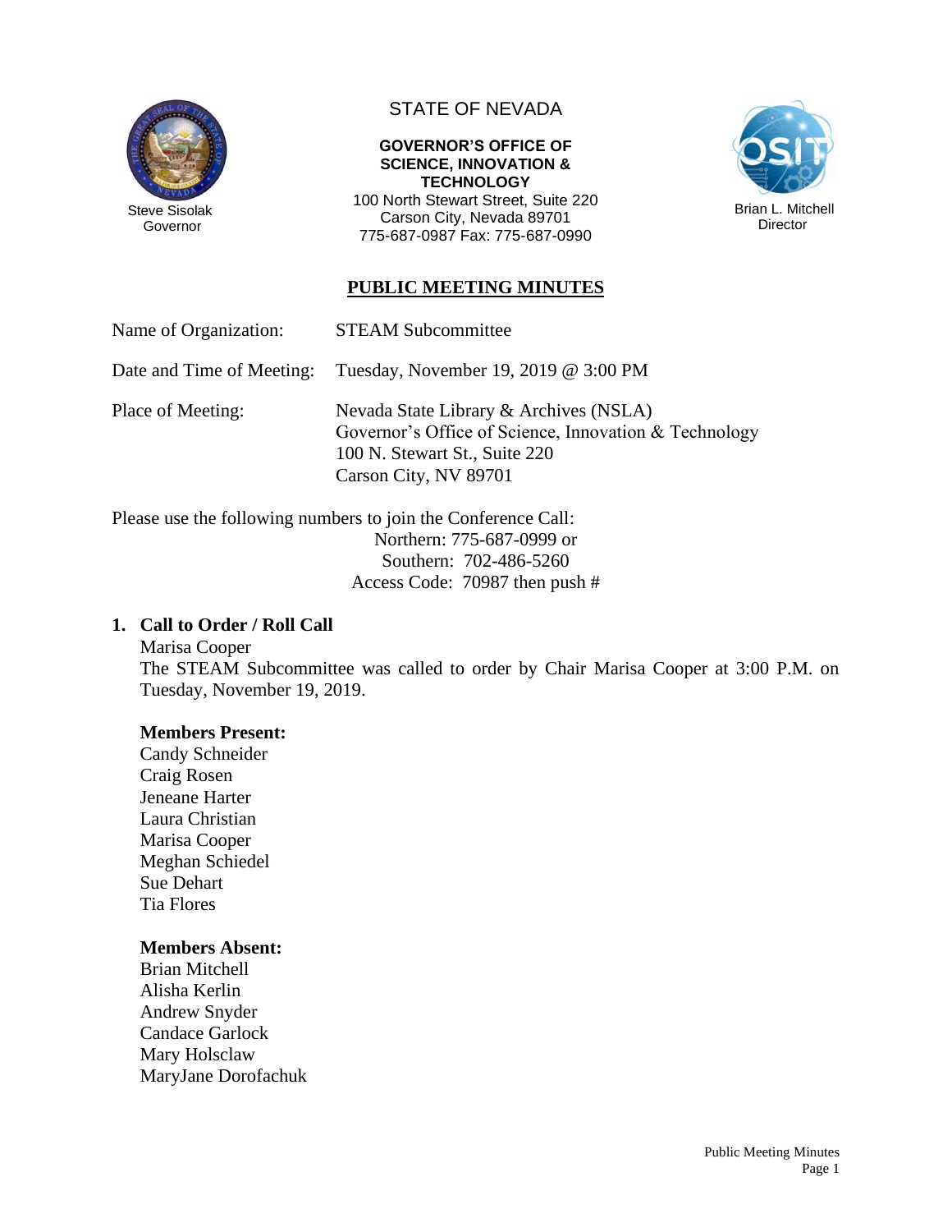Steve Sisolak
Governor

STATE OF NEVADA

**GOVERNOR'S OFFICE OF SCIENCE, INNOVATION & TECHNOLOGY**
100 North Stewart Street, Suite 220
Carson City, Nevada 89701
775-687-0987 Fax: 775-687-0990

Brian L. Mitchell
Director

## PUBLIC MEETING MINUTES

Name of Organization: STEAM Subcommittee

Date and Time of Meeting: Tuesday, November 19, 2019 @ 3:00 PM

Place of Meeting: Nevada State Library & Archives (NSLA)
Governor's Office of Science, Innovation & Technology
100 N. Stewart St., Suite 220
Carson City, NV 89701

Please use the following numbers to join the Conference Call:
Northern: 775-687-0999 or
Southern: 702-486-5260
Access Code: 70987 then push #

### 1. Call to Order / Roll Call

Marisa Cooper
The STEAM Subcommittee was called to order by Chair Marisa Cooper at 3:00 P.M. on Tuesday, November 19, 2019.

**Members Present:**
Candy Schneider
Craig Rosen
Jeneane Harter
Laura Christian
Marisa Cooper
Meghan Schiedel
Sue Dehart
Tia Flores

**Members Absent:**
Brian Mitchell
Alisha Kerlin
Andrew Snyder
Candace Garlock
Mary Holsclaw
MaryJane Dorofachuk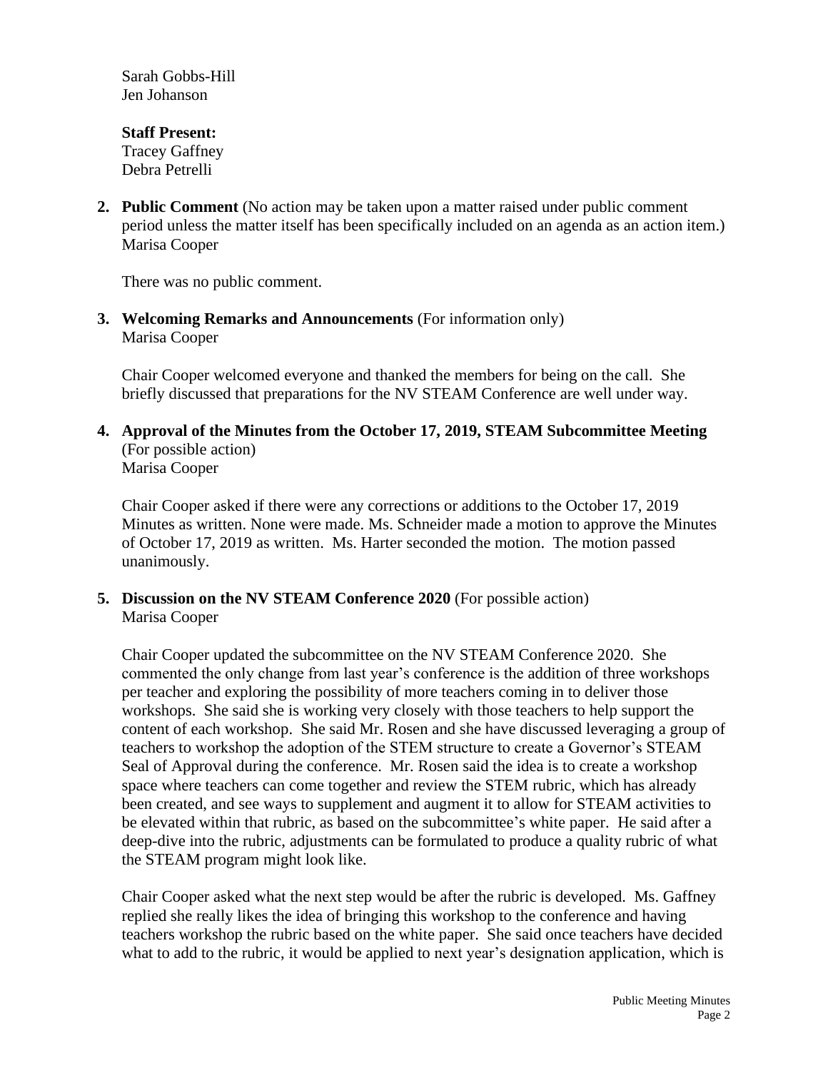Sarah Gobbs-Hill
Jen Johanson

**Staff Present:**
Tracey Gaffney
Debra Petrelli

**2. Public Comment** (No action may be taken upon a matter raised under public comment period unless the matter itself has been specifically included on an agenda as an action item.)
Marisa Cooper

There was no public comment.

**3. Welcoming Remarks and Announcements** (For information only)
Marisa Cooper

Chair Cooper welcomed everyone and thanked the members for being on the call. She briefly discussed that preparations for the NV STEAM Conference are well under way.

**4. Approval of the Minutes from the October 17, 2019, STEAM Subcommittee Meeting** (For possible action)
Marisa Cooper

Chair Cooper asked if there were any corrections or additions to the October 17, 2019 Minutes as written. None were made. Ms. Schneider made a motion to approve the Minutes of October 17, 2019 as written. Ms. Harter seconded the motion. The motion passed unanimously.

**5. Discussion on the NV STEAM Conference 2020** (For possible action)
Marisa Cooper

Chair Cooper updated the subcommittee on the NV STEAM Conference 2020. She commented the only change from last year's conference is the addition of three workshops per teacher and exploring the possibility of more teachers coming in to deliver those workshops. She said she is working very closely with those teachers to help support the content of each workshop. She said Mr. Rosen and she have discussed leveraging a group of teachers to workshop the adoption of the STEM structure to create a Governor's STEAM Seal of Approval during the conference. Mr. Rosen said the idea is to create a workshop space where teachers can come together and review the STEM rubric, which has already been created, and see ways to supplement and augment it to allow for STEAM activities to be elevated within that rubric, as based on the subcommittee's white paper. He said after a deep-dive into the rubric, adjustments can be formulated to produce a quality rubric of what the STEAM program might look like.

Chair Cooper asked what the next step would be after the rubric is developed. Ms. Gaffney replied she really likes the idea of bringing this workshop to the conference and having teachers workshop the rubric based on the white paper. She said once teachers have decided what to add to the rubric, it would be applied to next year's designation application, which is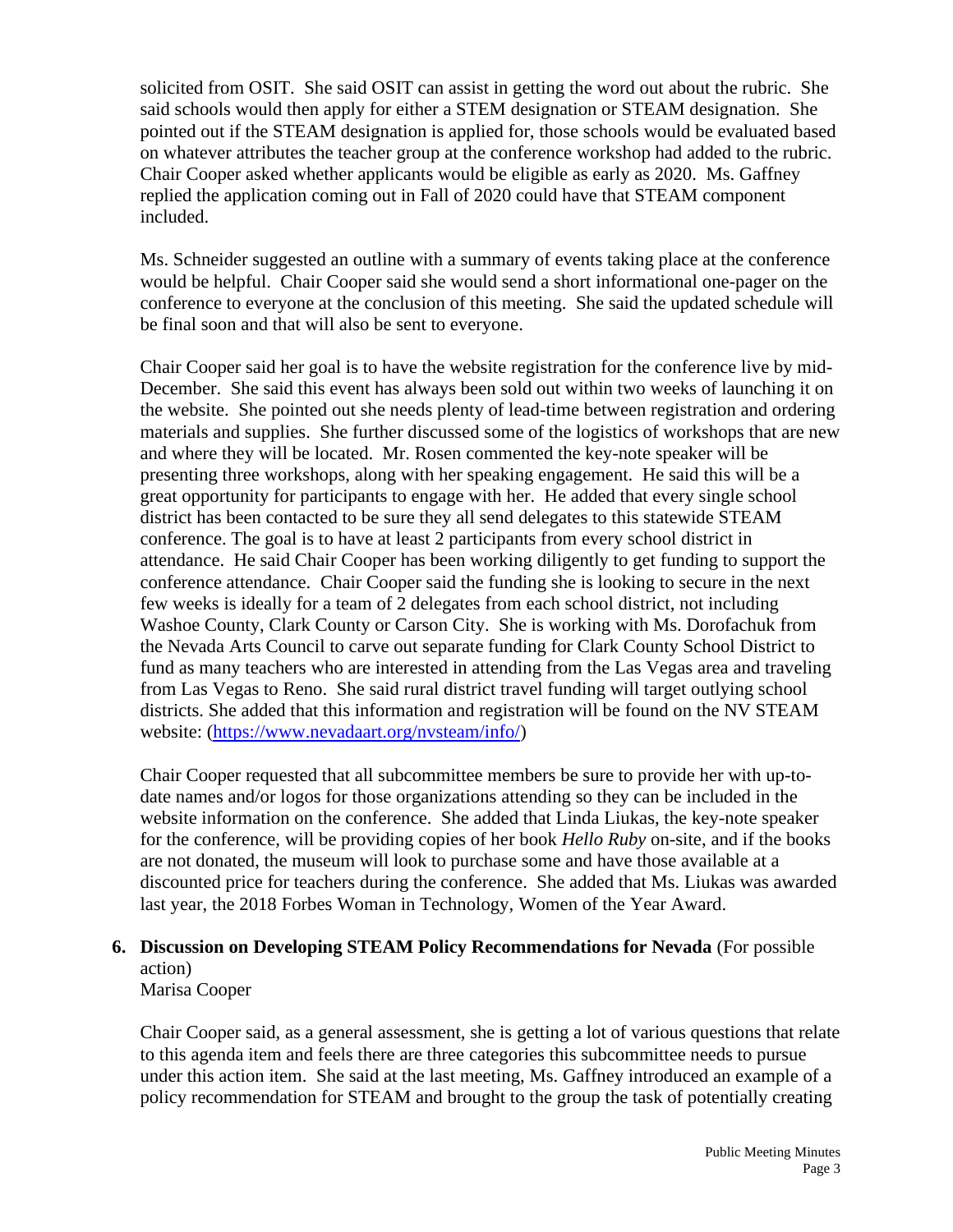solicited from OSIT. She said OSIT can assist in getting the word out about the rubric. She said schools would then apply for either a STEM designation or STEAM designation. She pointed out if the STEAM designation is applied for, those schools would be evaluated based on whatever attributes the teacher group at the conference workshop had added to the rubric. Chair Cooper asked whether applicants would be eligible as early as 2020. Ms. Gaffney replied the application coming out in Fall of 2020 could have that STEAM component included.

Ms. Schneider suggested an outline with a summary of events taking place at the conference would be helpful. Chair Cooper said she would send a short informational one-pager on the conference to everyone at the conclusion of this meeting. She said the updated schedule will be final soon and that will also be sent to everyone.

Chair Cooper said her goal is to have the website registration for the conference live by mid-December. She said this event has always been sold out within two weeks of launching it on the website. She pointed out she needs plenty of lead-time between registration and ordering materials and supplies. She further discussed some of the logistics of workshops that are new and where they will be located. Mr. Rosen commented the key-note speaker will be presenting three workshops, along with her speaking engagement. He said this will be a great opportunity for participants to engage with her. He added that every single school district has been contacted to be sure they all send delegates to this statewide STEAM conference. The goal is to have at least 2 participants from every school district in attendance. He said Chair Cooper has been working diligently to get funding to support the conference attendance. Chair Cooper said the funding she is looking to secure in the next few weeks is ideally for a team of 2 delegates from each school district, not including Washoe County, Clark County or Carson City. She is working with Ms. Dorofachuk from the Nevada Arts Council to carve out separate funding for Clark County School District to fund as many teachers who are interested in attending from the Las Vegas area and traveling from Las Vegas to Reno. She said rural district travel funding will target outlying school districts. She added that this information and registration will be found on the NV STEAM website: ([https://www.nevadaart.org/nvsteam/info/](https://www.nevadaart.org/nvsteam/info/))

Chair Cooper requested that all subcommittee members be sure to provide her with up-to-date names and/or logos for those organizations attending so they can be included in the website information on the conference. She added that Linda Liukas, the key-note speaker for the conference, will be providing copies of her book *Hello Ruby* on-site, and if the books are not donated, the museum will look to purchase some and have those available at a discounted price for teachers during the conference. She added that Ms. Liukas was awarded last year, the 2018 Forbes Woman in Technology, Women of the Year Award.

**6. Discussion on Developing STEAM Policy Recommendations for Nevada** (For possible action)
Marisa Cooper

Chair Cooper said, as a general assessment, she is getting a lot of various questions that relate to this agenda item and feels there are three categories this subcommittee needs to pursue under this action item. She said at the last meeting, Ms. Gaffney introduced an example of a policy recommendation for STEAM and brought to the group the task of potentially creating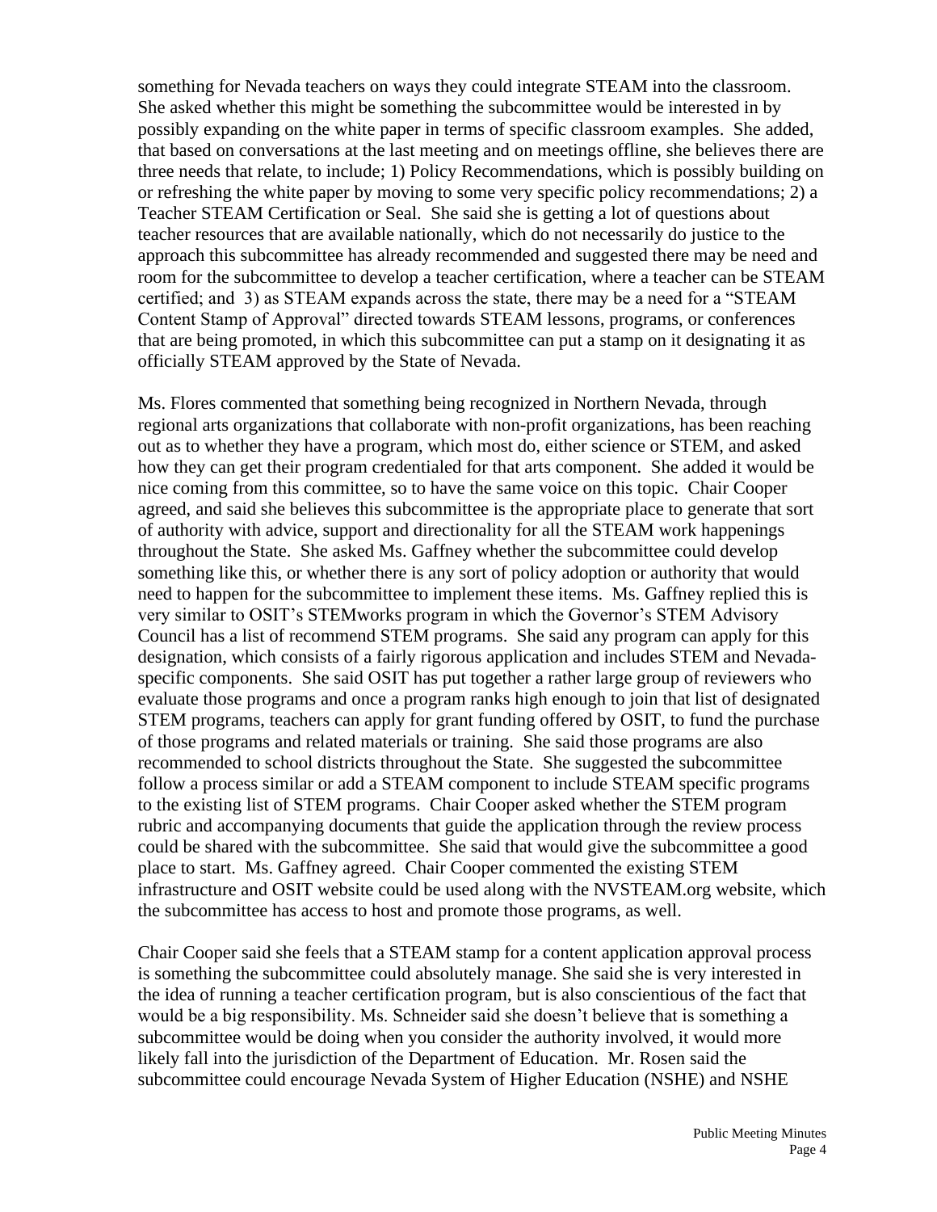something for Nevada teachers on ways they could integrate STEAM into the classroom. She asked whether this might be something the subcommittee would be interested in by possibly expanding on the white paper in terms of specific classroom examples. She added, that based on conversations at the last meeting and on meetings offline, she believes there are three needs that relate, to include; 1) Policy Recommendations, which is possibly building on or refreshing the white paper by moving to some very specific policy recommendations; 2) a Teacher STEAM Certification or Seal. She said she is getting a lot of questions about teacher resources that are available nationally, which do not necessarily do justice to the approach this subcommittee has already recommended and suggested there may be need and room for the subcommittee to develop a teacher certification, where a teacher can be STEAM certified; and 3) as STEAM expands across the state, there may be a need for a "STEAM Content Stamp of Approval" directed towards STEAM lessons, programs, or conferences that are being promoted, in which this subcommittee can put a stamp on it designating it as officially STEAM approved by the State of Nevada.

Ms. Flores commented that something being recognized in Northern Nevada, through regional arts organizations that collaborate with non-profit organizations, has been reaching out as to whether they have a program, which most do, either science or STEM, and asked how they can get their program credentialed for that arts component. She added it would be nice coming from this committee, so to have the same voice on this topic. Chair Cooper agreed, and said she believes this subcommittee is the appropriate place to generate that sort of authority with advice, support and directionality for all the STEAM work happenings throughout the State. She asked Ms. Gaffney whether the subcommittee could develop something like this, or whether there is any sort of policy adoption or authority that would need to happen for the subcommittee to implement these items. Ms. Gaffney replied this is very similar to OSIT's STEMworks program in which the Governor's STEM Advisory Council has a list of recommend STEM programs. She said any program can apply for this designation, which consists of a fairly rigorous application and includes STEM and Nevada-specific components. She said OSIT has put together a rather large group of reviewers who evaluate those programs and once a program ranks high enough to join that list of designated STEM programs, teachers can apply for grant funding offered by OSIT, to fund the purchase of those programs and related materials or training. She said those programs are also recommended to school districts throughout the State. She suggested the subcommittee follow a process similar or add a STEAM component to include STEAM specific programs to the existing list of STEM programs. Chair Cooper asked whether the STEM program rubric and accompanying documents that guide the application through the review process could be shared with the subcommittee. She said that would give the subcommittee a good place to start. Ms. Gaffney agreed. Chair Cooper commented the existing STEM infrastructure and OSIT website could be used along with the NVSTEAM.org website, which the subcommittee has access to host and promote those programs, as well.

Chair Cooper said she feels that a STEAM stamp for a content application approval process is something the subcommittee could absolutely manage. She said she is very interested in the idea of running a teacher certification program, but is also conscientious of the fact that would be a big responsibility. Ms. Schneider said she doesn't believe that is something a subcommittee would be doing when you consider the authority involved, it would more likely fall into the jurisdiction of the Department of Education. Mr. Rosen said the subcommittee could encourage Nevada System of Higher Education (NSHE) and NSHE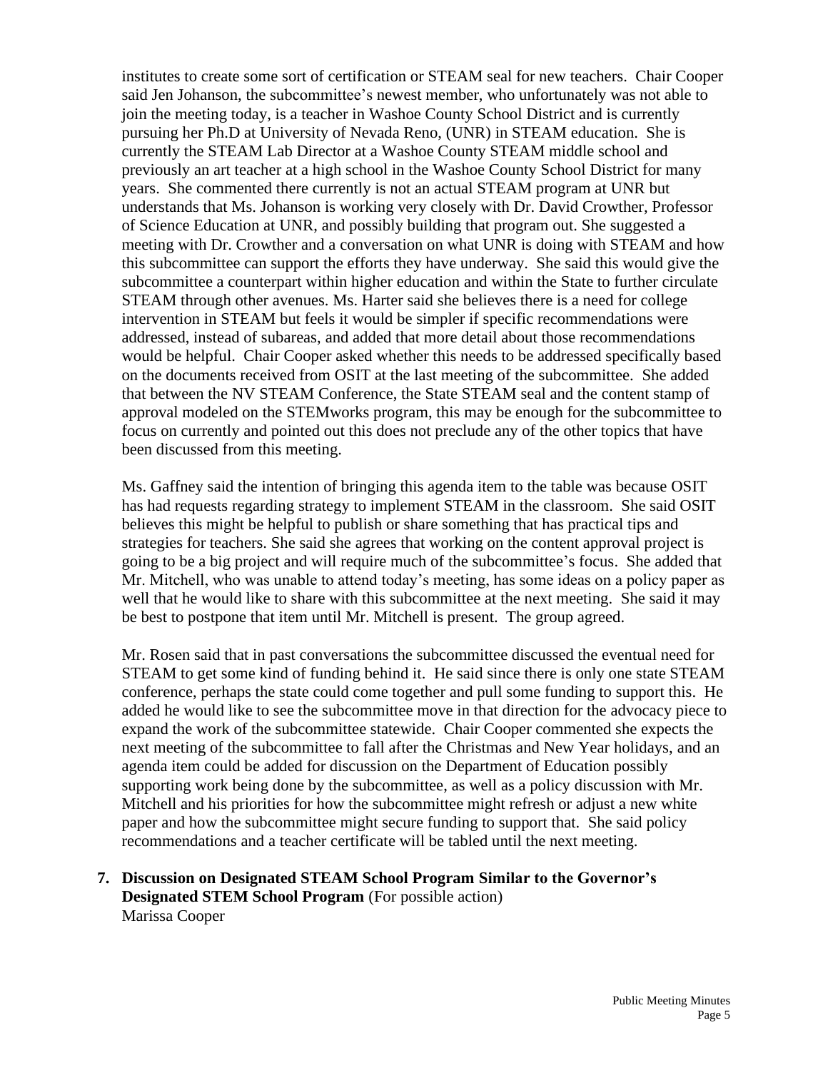institutes to create some sort of certification or STEAM seal for new teachers. Chair Cooper said Jen Johanson, the subcommittee's newest member, who unfortunately was not able to join the meeting today, is a teacher in Washoe County School District and is currently pursuing her Ph.D at University of Nevada Reno, (UNR) in STEAM education. She is currently the STEAM Lab Director at a Washoe County STEAM middle school and previously an art teacher at a high school in the Washoe County School District for many years. She commented there currently is not an actual STEAM program at UNR but understands that Ms. Johanson is working very closely with Dr. David Crowther, Professor of Science Education at UNR, and possibly building that program out. She suggested a meeting with Dr. Crowther and a conversation on what UNR is doing with STEAM and how this subcommittee can support the efforts they have underway. She said this would give the subcommittee a counterpart within higher education and within the State to further circulate STEAM through other avenues. Ms. Harter said she believes there is a need for college intervention in STEAM but feels it would be simpler if specific recommendations were addressed, instead of subareas, and added that more detail about those recommendations would be helpful. Chair Cooper asked whether this needs to be addressed specifically based on the documents received from OSIT at the last meeting of the subcommittee. She added that between the NV STEAM Conference, the State STEAM seal and the content stamp of approval modeled on the STEMworks program, this may be enough for the subcommittee to focus on currently and pointed out this does not preclude any of the other topics that have been discussed from this meeting.

Ms. Gaffney said the intention of bringing this agenda item to the table was because OSIT has had requests regarding strategy to implement STEAM in the classroom. She said OSIT believes this might be helpful to publish or share something that has practical tips and strategies for teachers. She said she agrees that working on the content approval project is going to be a big project and will require much of the subcommittee's focus. She added that Mr. Mitchell, who was unable to attend today's meeting, has some ideas on a policy paper as well that he would like to share with this subcommittee at the next meeting. She said it may be best to postpone that item until Mr. Mitchell is present. The group agreed.

Mr. Rosen said that in past conversations the subcommittee discussed the eventual need for STEAM to get some kind of funding behind it. He said since there is only one state STEAM conference, perhaps the state could come together and pull some funding to support this. He added he would like to see the subcommittee move in that direction for the advocacy piece to expand the work of the subcommittee statewide. Chair Cooper commented she expects the next meeting of the subcommittee to fall after the Christmas and New Year holidays, and an agenda item could be added for discussion on the Department of Education possibly supporting work being done by the subcommittee, as well as a policy discussion with Mr. Mitchell and his priorities for how the subcommittee might refresh or adjust a new white paper and how the subcommittee might secure funding to support that. She said policy recommendations and a teacher certificate will be tabled until the next meeting.

7. **Discussion on Designated STEAM School Program Similar to the Governor's Designated STEM School Program** (For possible action)
   Marissa Cooper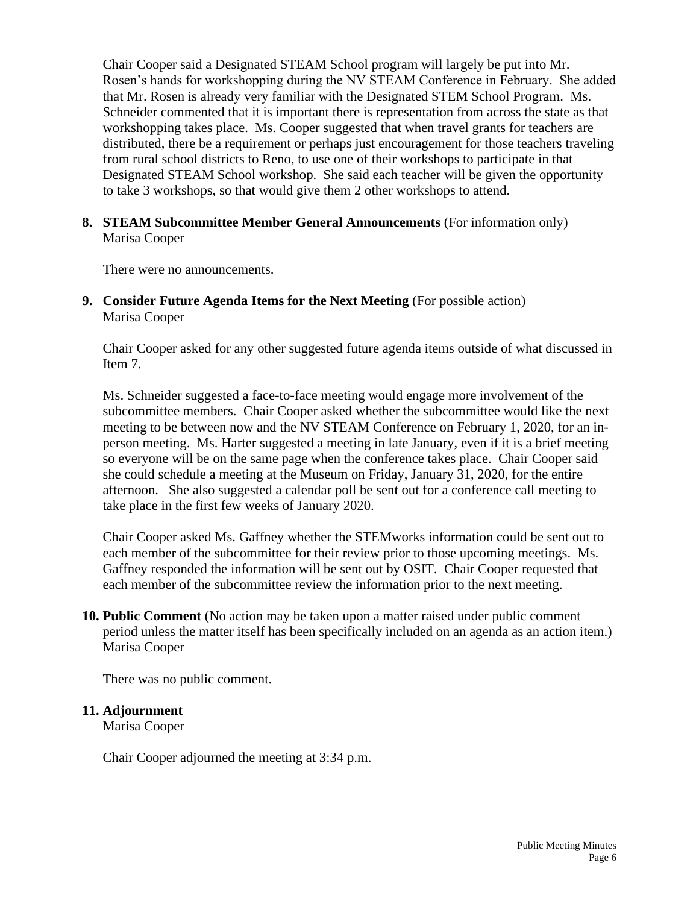Chair Cooper said a Designated STEAM School program will largely be put into Mr. Rosen's hands for workshopping during the NV STEAM Conference in February. She added that Mr. Rosen is already very familiar with the Designated STEM School Program. Ms. Schneider commented that it is important there is representation from across the state as that workshopping takes place. Ms. Cooper suggested that when travel grants for teachers are distributed, there be a requirement or perhaps just encouragement for those teachers traveling from rural school districts to Reno, to use one of their workshops to participate in that Designated STEAM School workshop. She said each teacher will be given the opportunity to take 3 workshops, so that would give them 2 other workshops to attend.

**8. STEAM Subcommittee Member General Announcements** (For information only)
Marisa Cooper

There were no announcements.

**9. Consider Future Agenda Items for the Next Meeting** (For possible action)
Marisa Cooper

Chair Cooper asked for any other suggested future agenda items outside of what discussed in Item 7.

Ms. Schneider suggested a face-to-face meeting would engage more involvement of the subcommittee members. Chair Cooper asked whether the subcommittee would like the next meeting to be between now and the NV STEAM Conference on February 1, 2020, for an in-person meeting. Ms. Harter suggested a meeting in late January, even if it is a brief meeting so everyone will be on the same page when the conference takes place. Chair Cooper said she could schedule a meeting at the Museum on Friday, January 31, 2020, for the entire afternoon. She also suggested a calendar poll be sent out for a conference call meeting to take place in the first few weeks of January 2020.

Chair Cooper asked Ms. Gaffney whether the STEMworks information could be sent out to each member of the subcommittee for their review prior to those upcoming meetings. Ms. Gaffney responded the information will be sent out by OSIT. Chair Cooper requested that each member of the subcommittee review the information prior to the next meeting.

**10. Public Comment** (No action may be taken upon a matter raised under public comment period unless the matter itself has been specifically included on an agenda as an action item.)
Marisa Cooper

There was no public comment.

**11. Adjournment**
Marisa Cooper

Chair Cooper adjourned the meeting at 3:34 p.m.